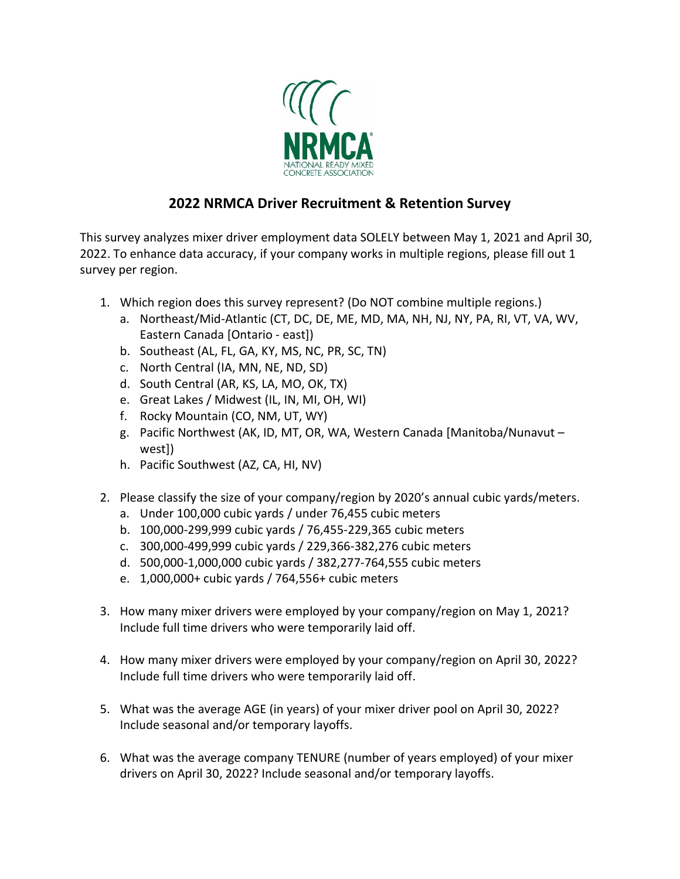# 2022 NRMCA Driver Recruitment & Retention Survey

This survey analyzes mixer driver employment data SOLELY between May 1, 2021 and April 30, 2022. To enhance data accuracy, if your company works in multiple regions, please fill out 1 survey per region.

1. Which region does this survey represent? (Do NOT combine multiple regions.)
   a. Northeast/Mid-Atlantic (CT, DC, DE, ME, MD, MA, NH, NJ, NY, PA, RI, VT, VA, WV, Eastern Canada [Ontario - east])
   b. Southeast (AL, FL, GA, KY, MS, NC, PR, SC, TN)
   c. North Central (IA, MN, NE, ND, SD)
   d. South Central (AR, KS, LA, MO, OK, TX)
   e. Great Lakes / Midwest (IL, IN, MI, OH, WI)
   f. Rocky Mountain (CO, NM, UT, WY)
   g. Pacific Northwest (AK, ID, MT, OR, WA, Western Canada [Manitoba/Nunavut – west])
   h. Pacific Southwest (AZ, CA, HI, NV)

2. Please classify the size of your company/region by 2020's annual cubic yards/meters.
   a. Under 100,000 cubic yards / under 76,455 cubic meters
   b. 100,000-299,999 cubic yards / 76,455-229,365 cubic meters
   c. 300,000-499,999 cubic yards / 229,366-382,276 cubic meters
   d. 500,000-1,000,000 cubic yards / 382,277-764,555 cubic meters
   e. 1,000,000+ cubic yards / 764,556+ cubic meters

3. How many mixer drivers were employed by your company/region on May 1, 2021? Include full time drivers who were temporarily laid off.

4. How many mixer drivers were employed by your company/region on April 30, 2022? Include full time drivers who were temporarily laid off.

5. What was the average AGE (in years) of your mixer driver pool on April 30, 2022? Include seasonal and/or temporary layoffs.

6. What was the average company TENURE (number of years employed) of your mixer drivers on April 30, 2022? Include seasonal and/or temporary layoffs.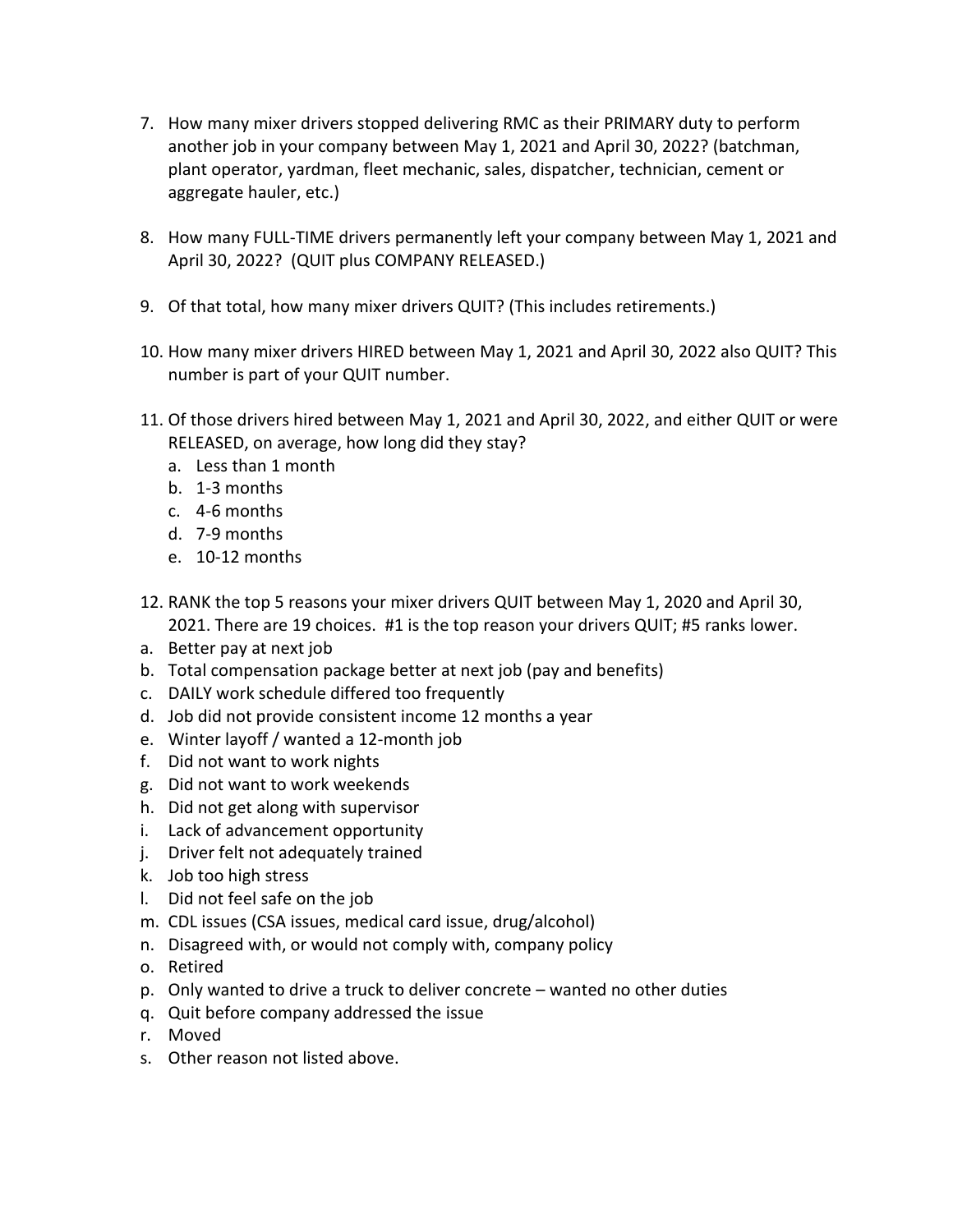7. How many mixer drivers stopped delivering RMC as their PRIMARY duty to perform another job in your company between May 1, 2021 and April 30, 2022? (batchman, plant operator, yardman, fleet mechanic, sales, dispatcher, technician, cement or aggregate hauler, etc.)

8. How many FULL-TIME drivers permanently left your company between May 1, 2021 and April 30, 2022? (QUIT plus COMPANY RELEASED.)

9. Of that total, how many mixer drivers QUIT? (This includes retirements.)

10. How many mixer drivers HIRED between May 1, 2021 and April 30, 2022 also QUIT? This number is part of your QUIT number.

11. Of those drivers hired between May 1, 2021 and April 30, 2022, and either QUIT or were RELEASED, on average, how long did they stay?
    a. Less than 1 month
    b. 1-3 months
    c. 4-6 months
    d. 7-9 months
    e. 10-12 months

12. RANK the top 5 reasons your mixer drivers QUIT between May 1, 2020 and April 30, 2021. There are 19 choices. #1 is the top reason your drivers QUIT; #5 ranks lower.

a. Better pay at next job
b. Total compensation package better at next job (pay and benefits)
c. DAILY work schedule differed too frequently
d. Job did not provide consistent income 12 months a year
e. Winter layoff / wanted a 12-month job
f. Did not want to work nights
g. Did not want to work weekends
h. Did not get along with supervisor
i. Lack of advancement opportunity
j. Driver felt not adequately trained
k. Job too high stress
l. Did not feel safe on the job
m. CDL issues (CSA issues, medical card issue, drug/alcohol)
n. Disagreed with, or would not comply with, company policy
o. Retired
p. Only wanted to drive a truck to deliver concrete – wanted no other duties
q. Quit before company addressed the issue
r. Moved
s. Other reason not listed above.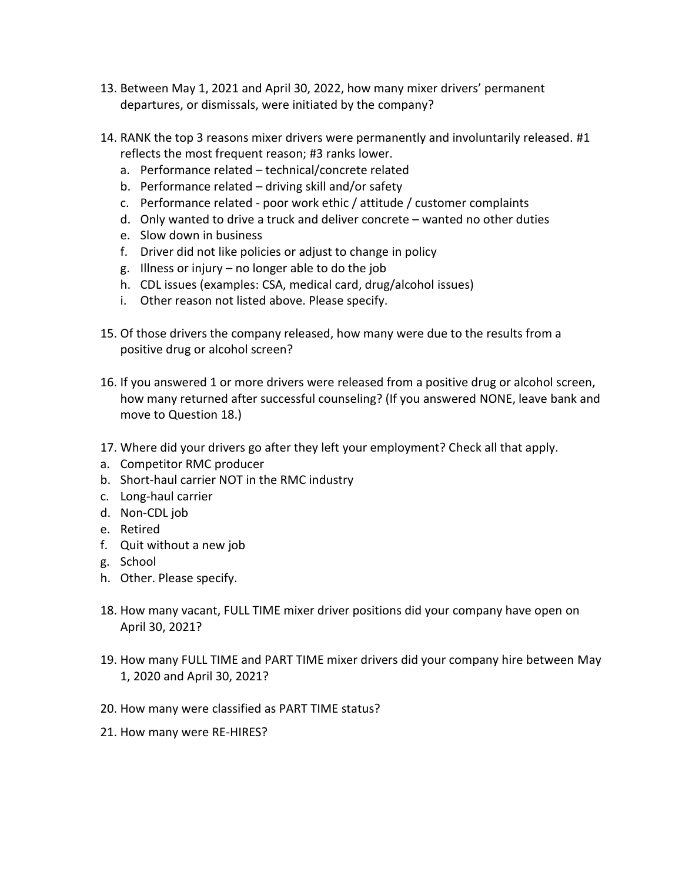13. Between May 1, 2021 and April 30, 2022, how many mixer drivers' permanent departures, or dismissals, were initiated by the company?

14. RANK the top 3 reasons mixer drivers were permanently and involuntarily released. #1 reflects the most frequent reason; #3 ranks lower.
    a. Performance related – technical/concrete related
    b. Performance related – driving skill and/or safety
    c. Performance related - poor work ethic / attitude / customer complaints
    d. Only wanted to drive a truck and deliver concrete – wanted no other duties
    e. Slow down in business
    f. Driver did not like policies or adjust to change in policy
    g. Illness or injury – no longer able to do the job
    h. CDL issues (examples: CSA, medical card, drug/alcohol issues)
    i. Other reason not listed above. Please specify.

15. Of those drivers the company released, how many were due to the results from a positive drug or alcohol screen?

16. If you answered 1 or more drivers were released from a positive drug or alcohol screen, how many returned after successful counseling? (If you answered NONE, leave bank and move to Question 18.)

17. Where did your drivers go after they left your employment? Check all that apply.

a. Competitor RMC producer
b. Short-haul carrier NOT in the RMC industry
c. Long-haul carrier
d. Non-CDL job
e. Retired
f. Quit without a new job
g. School
h. Other. Please specify.

18. How many vacant, FULL TIME mixer driver positions did your company have open on April 30, 2021?

19. How many FULL TIME and PART TIME mixer drivers did your company hire between May 1, 2020 and April 30, 2021?

20. How many were classified as PART TIME status?

21. How many were RE-HIRES?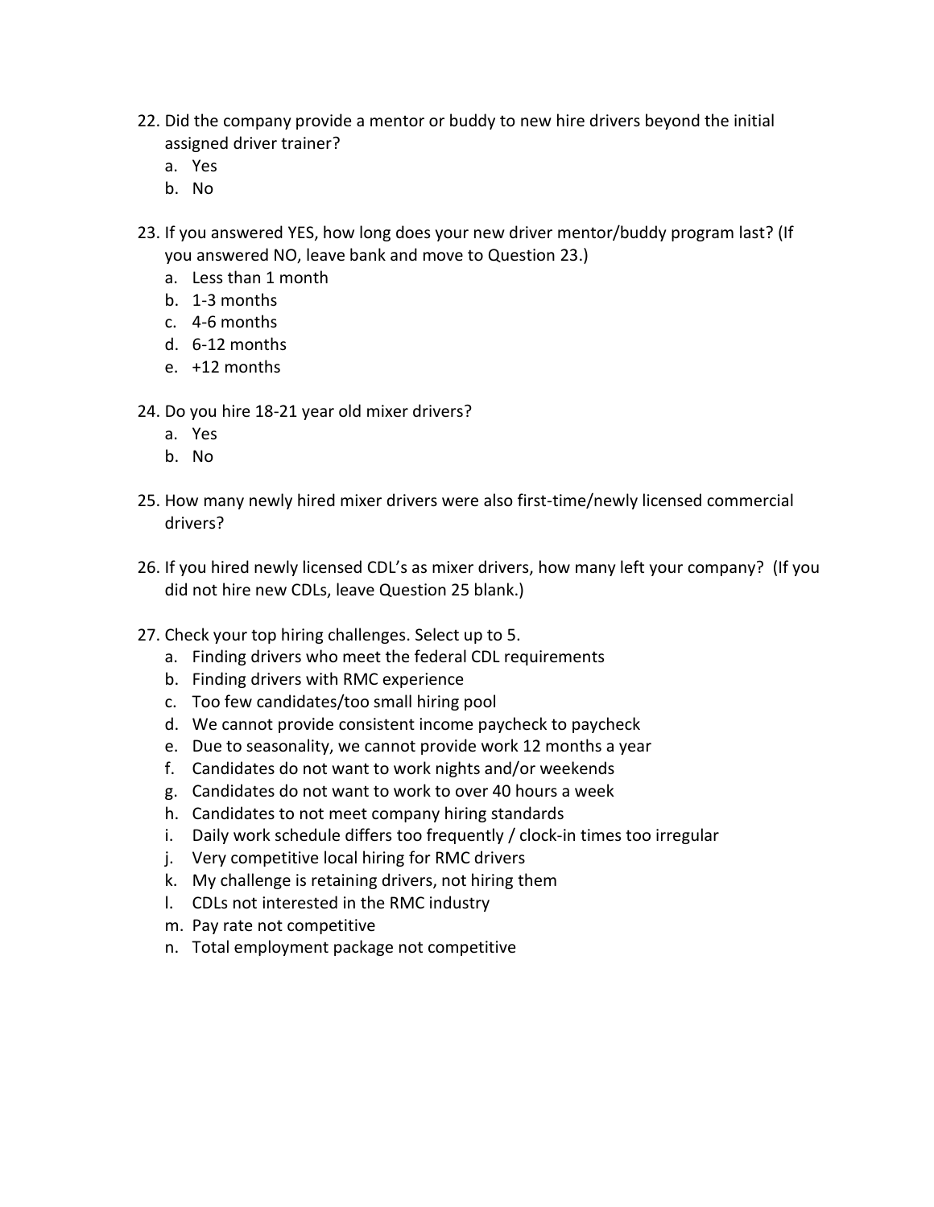22. Did the company provide a mentor or buddy to new hire drivers beyond the initial assigned driver trainer?
    a. Yes
    b. No

23. If you answered YES, how long does your new driver mentor/buddy program last? (If you answered NO, leave bank and move to Question 23.)
    a. Less than 1 month
    b. 1-3 months
    c. 4-6 months
    d. 6-12 months
    e. +12 months

24. Do you hire 18-21 year old mixer drivers?
    a. Yes
    b. No

25. How many newly hired mixer drivers were also first-time/newly licensed commercial drivers?

26. If you hired newly licensed CDL's as mixer drivers, how many left your company? (If you did not hire new CDLs, leave Question 25 blank.)

27. Check your top hiring challenges. Select up to 5.
    a. Finding drivers who meet the federal CDL requirements
    b. Finding drivers with RMC experience
    c. Too few candidates/too small hiring pool
    d. We cannot provide consistent income paycheck to paycheck
    e. Due to seasonality, we cannot provide work 12 months a year
    f. Candidates do not want to work nights and/or weekends
    g. Candidates do not want to work to over 40 hours a week
    h. Candidates to not meet company hiring standards
    i. Daily work schedule differs too frequently / clock-in times too irregular
    j. Very competitive local hiring for RMC drivers
    k. My challenge is retaining drivers, not hiring them
    l. CDLs not interested in the RMC industry
    m. Pay rate not competitive
    n. Total employment package not competitive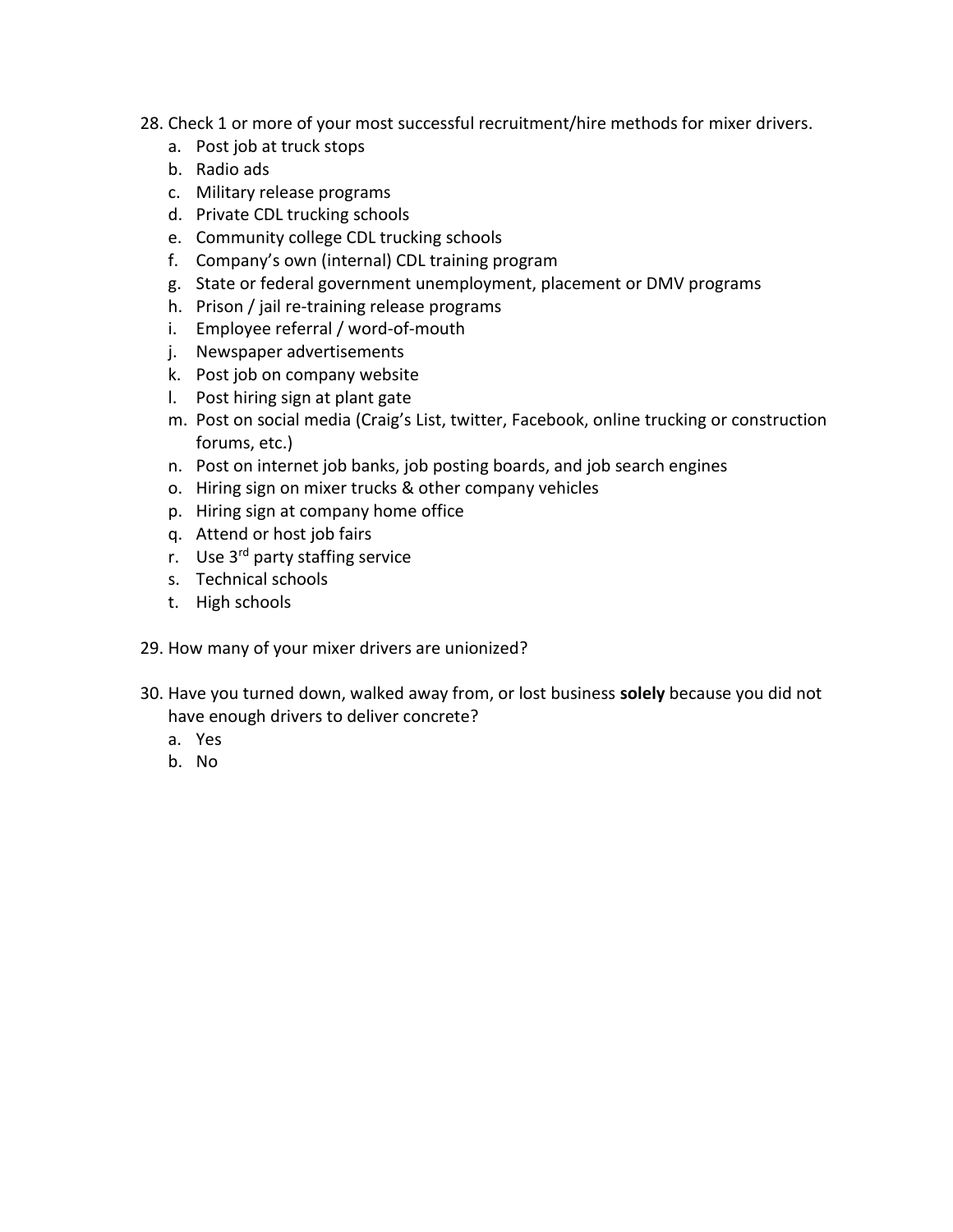28. Check 1 or more of your most successful recruitment/hire methods for mixer drivers.
    a. Post job at truck stops
    b. Radio ads
    c. Military release programs
    d. Private CDL trucking schools
    e. Community college CDL trucking schools
    f. Company's own (internal) CDL training program
    g. State or federal government unemployment, placement or DMV programs
    h. Prison / jail re-training release programs
    i. Employee referral / word-of-mouth
    j. Newspaper advertisements
    k. Post job on company website
    l. Post hiring sign at plant gate
    m. Post on social media (Craig's List, twitter, Facebook, online trucking or construction forums, etc.)
    n. Post on internet job banks, job posting boards, and job search engines
    o. Hiring sign on mixer trucks & other company vehicles
    p. Hiring sign at company home office
    q. Attend or host job fairs
    r. Use 3rd party staffing service
    s. Technical schools
    t. High schools

29. How many of your mixer drivers are unionized?

30. Have you turned down, walked away from, or lost business **solely** because you did not have enough drivers to deliver concrete?
    a. Yes
    b. No